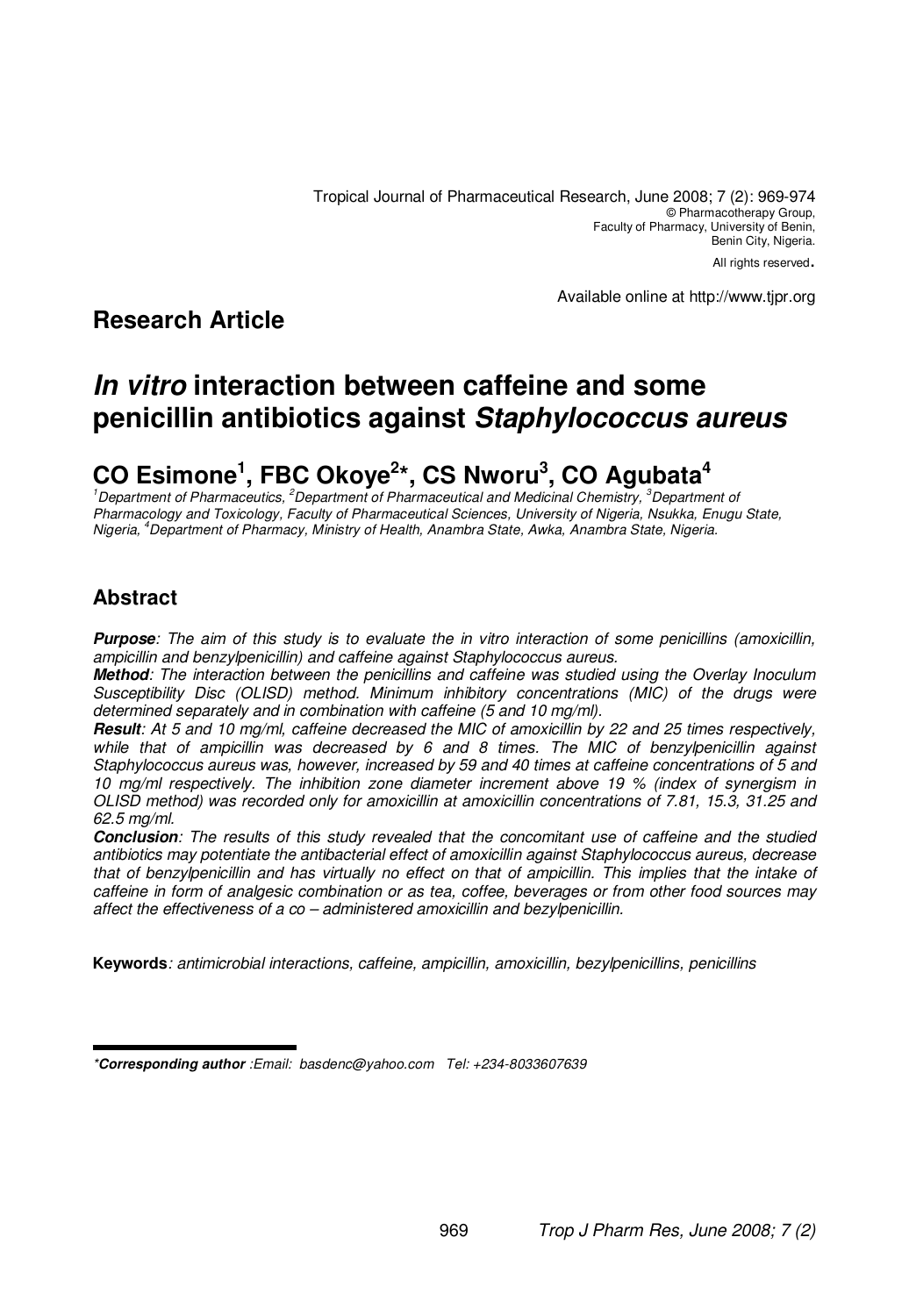Tropical Journal of Pharmaceutical Research, June 2008; 7 (2): 969-974
© Pharmacotherapy Group,
Faculty of Pharmacy, University of Benin,
Benin City, Nigeria.
All rights reserved.

Available online at http://www.tjpr.org

**Research Article**

# *In vitro* interaction between caffeine and some penicillin antibiotics against *Staphylococcus aureus*

## CO Esimone[1], FBC Okoye[2]*, CS Nworu[3], CO Agubata[4]

*[1]Department of Pharmaceutics, [2]Department of Pharmaceutical and Medicinal Chemistry, [3]Department of Pharmacology and Toxicology, Faculty of Pharmaceutical Sciences, University of Nigeria, Nsukka, Enugu State, Nigeria, [4]Department of Pharmacy, Ministry of Health, Anambra State, Awka, Anambra State, Nigeria.*

## Abstract

***Purpose***: *The aim of this study is to evaluate the in vitro interaction of some penicillins (amoxicillin, ampicillin and benzylpenicillin) and caffeine against Staphylococcus aureus.*

***Method***: *The interaction between the penicillins and caffeine was studied using the Overlay Inoculum Susceptibility Disc (OLISD) method. Minimum inhibitory concentrations (MIC) of the drugs were determined separately and in combination with caffeine (5 and 10 mg/ml).*

***Result***: *At 5 and 10 mg/ml, caffeine decreased the MIC of amoxicillin by 22 and 25 times respectively, while that of ampicillin was decreased by 6 and 8 times. The MIC of benzylpenicillin against Staphylococcus aureus was, however, increased by 59 and 40 times at caffeine concentrations of 5 and 10 mg/ml respectively. The inhibition zone diameter increment above 19 % (index of synergism in OLISD method) was recorded only for amoxicillin at amoxicillin concentrations of 7.81, 15.3, 31.25 and 62.5 mg/ml.*

***Conclusion***: *The results of this study revealed that the concomitant use of caffeine and the studied antibiotics may potentiate the antibacterial effect of amoxicillin against Staphylococcus aureus, decrease that of benzylpenicillin and has virtually no effect on that of ampicillin. This implies that the intake of caffeine in form of analgesic combination or as tea, coffee, beverages or from other food sources may affect the effectiveness of a co – administered amoxicillin and bezylpenicillin.*

**Keywords**: *antimicrobial interactions, caffeine, ampicillin, amoxicillin, bezylpenicillins, penicillins*

---

*\****Corresponding author** :Email: basdenc@yahoo.com Tel: +234-8033607639*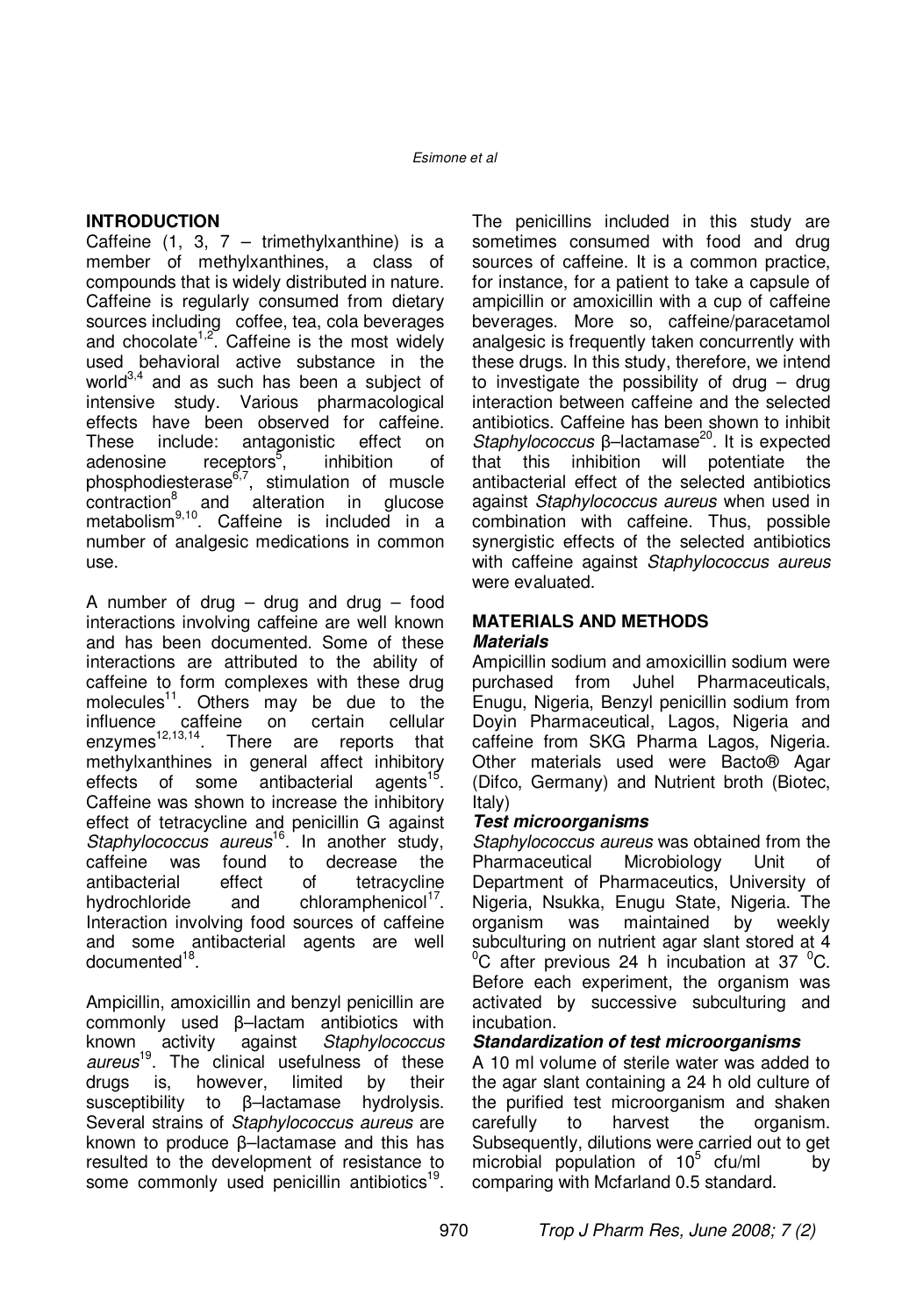## INTRODUCTION

Caffeine (1, 3, 7 – trimethylxanthine) is a member of methylxanthines, a class of compounds that is widely distributed in nature. Caffeine is regularly consumed from dietary sources including coffee, tea, cola beverages and chocolate[1,2]. Caffeine is the most widely used behavioral active substance in the world[3,4] and as such has been a subject of intensive study. Various pharmacological effects have been observed for caffeine. These include: antagonistic effect on adenosine receptors[5], inhibition of phosphodiesterase[6,7], stimulation of muscle contraction[8] and alteration in glucose metabolism[9,10]. Caffeine is included in a number of analgesic medications in common use.

A number of drug – drug and drug – food interactions involving caffeine are well known and has been documented. Some of these interactions are attributed to the ability of caffeine to form complexes with these drug molecules[11]. Others may be due to the influence caffeine on certain cellular enzymes[12,13,14]. There are reports that methylxanthines in general affect inhibitory effects of some antibacterial agents[15]. Caffeine was shown to increase the inhibitory effect of tetracycline and penicillin G against *Staphylococcus aureus*[16]. In another study, caffeine was found to decrease the antibacterial effect of tetracycline hydrochloride and chloramphenicol[17]. Interaction involving food sources of caffeine and some antibacterial agents are well documented[18].

Ampicillin, amoxicillin and benzyl penicillin are commonly used β–lactam antibiotics with known activity against *Staphylococcus aureus*[19]. The clinical usefulness of these drugs is, however, limited by their susceptibility to β–lactamase hydrolysis. Several strains of *Staphylococcus aureus* are known to produce β–lactamase and this has resulted to the development of resistance to some commonly used penicillin antibiotics[19].

The penicillins included in this study are sometimes consumed with food and drug sources of caffeine. It is a common practice, for instance, for a patient to take a capsule of ampicillin or amoxicillin with a cup of caffeine beverages. More so, caffeine/paracetamol analgesic is frequently taken concurrently with these drugs. In this study, therefore, we intend to investigate the possibility of drug – drug interaction between caffeine and the selected antibiotics. Caffeine has been shown to inhibit *Staphylococcus* β–lactamase[20]. It is expected that this inhibition will potentiate the antibacterial effect of the selected antibiotics against *Staphylococcus aureus* when used in combination with caffeine. Thus, possible synergistic effects of the selected antibiotics with caffeine against *Staphylococcus aureus* were evaluated.

## MATERIALS AND METHODS

### *Materials*

Ampicillin sodium and amoxicillin sodium were purchased from Juhel Pharmaceuticals, Enugu, Nigeria, Benzyl penicillin sodium from Doyin Pharmaceutical, Lagos, Nigeria and caffeine from SKG Pharma Lagos, Nigeria. Other materials used were Bacto® Agar (Difco, Germany) and Nutrient broth (Biotec, Italy)

### *Test microorganisms*

*Staphylococcus aureus* was obtained from the Pharmaceutical Microbiology Unit of Department of Pharmaceutics, University of Nigeria, Nsukka, Enugu State, Nigeria. The organism was maintained by weekly subculturing on nutrient agar slant stored at 4 $^0$C after previous 24 h incubation at 37 $^0$C. Before each experiment, the organism was activated by successive subculturing and incubation.

### *Standardization of test microorganisms*

A 10 ml volume of sterile water was added to the agar slant containing a 24 h old culture of the purified test microorganism and shaken carefully to harvest the organism. Subsequently, dilutions were carried out to get microbial population of $10^5$ cfu/ml by comparing with Mcfarland 0.5 standard.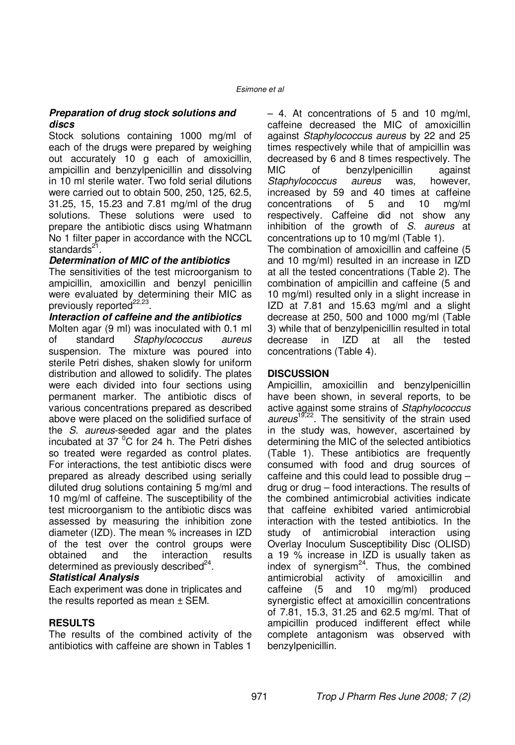### *Preparation of drug stock solutions and discs*

Stock solutions containing 1000 mg/ml of each of the drugs were prepared by weighing out accurately 10 g each of amoxicillin, ampicillin and benzylpenicillin and dissolving in 10 ml sterile water. Two fold serial dilutions were carried out to obtain 500, 250, 125, 62.5, 31.25, 15, 15.23 and 7.81 mg/ml of the drug solutions. These solutions were used to prepare the antibiotic discs using Whatmann No 1 filter paper in accordance with the NCCL standards[21].

### *Determination of MIC of the antibiotics*

The sensitivities of the test microorganism to ampicillin, amoxicillin and benzyl penicillin were evaluated by determining their MIC as previously reported[22,23].

### *Interaction of caffeine and the antibiotics*

Molten agar (9 ml) was inoculated with 0.1 ml of standard *Staphylococcus aureus* suspension. The mixture was poured into sterile Petri dishes, shaken slowly for uniform distribution and allowed to solidify. The plates were each divided into four sections using permanent marker. The antibiotic discs of various concentrations prepared as described above were placed on the solidified surface of the *S. aureus*-seeded agar and the plates incubated at 37 $^0$C for 24 h. The Petri dishes so treated were regarded as control plates. For interactions, the test antibiotic discs were prepared as already described using serially diluted drug solutions containing 5 mg/ml and 10 mg/ml of caffeine. The susceptibility of the test microorganism to the antibiotic discs was assessed by measuring the inhibition zone diameter (IZD). The mean % increases in IZD of the test over the control groups were obtained and the interaction results determined as previously described[24].

### *Statistical Analysis*

Each experiment was done in triplicates and the results reported as mean ± SEM.

## RESULTS

The results of the combined activity of the antibiotics with caffeine are shown in Tables 1 – 4. At concentrations of 5 and 10 mg/ml, caffeine decreased the MIC of amoxicillin against *Staphylococcus aureus* by 22 and 25 times respectively while that of ampicillin was decreased by 6 and 8 times respectively. The MIC of benzylpenicillin against *Staphylococcus aureus* was, however, increased by 59 and 40 times at caffeine concentrations of 5 and 10 mg/ml respectively. Caffeine did not show any inhibition of the growth of *S. aureus* at concentrations up to 10 mg/ml (Table 1).

The combination of amoxicillin and caffeine (5 and 10 mg/ml) resulted in an increase in IZD at all the tested concentrations (Table 2). The combination of ampicillin and caffeine (5 and 10 mg/ml) resulted only in a slight increase in IZD at 7.81 and 15.63 mg/ml and a slight decrease at 250, 500 and 1000 mg/ml (Table 3) while that of benzylpenicillin resulted in total decrease in IZD at all the tested concentrations (Table 4).

## DISCUSSION

Ampicillin, amoxicillin and benzylpenicillin have been shown, in several reports, to be active against some strains of *Staphylococcus aureus*[19,22]. The sensitivity of the strain used in the study was, however, ascertained by determining the MIC of the selected antibiotics (Table 1). These antibiotics are frequently consumed with food and drug sources of caffeine and this could lead to possible drug – drug or drug – food interactions. The results of the combined antimicrobial activities indicate that caffeine exhibited varied antimicrobial interaction with the tested antibiotics. In the study of antimicrobial interaction using Overlay Inoculum Susceptibility Disc (OLISD) a 19 % increase in IZD is usually taken as index of synergism[24]. Thus, the combined antimicrobial activity of amoxicillin and caffeine (5 and 10 mg/ml) produced synergistic effect at amoxicillin concentrations of 7.81, 15.3, 31.25 and 62.5 mg/ml. That of ampicillin produced indifferent effect while complete antagonism was observed with benzylpenicillin.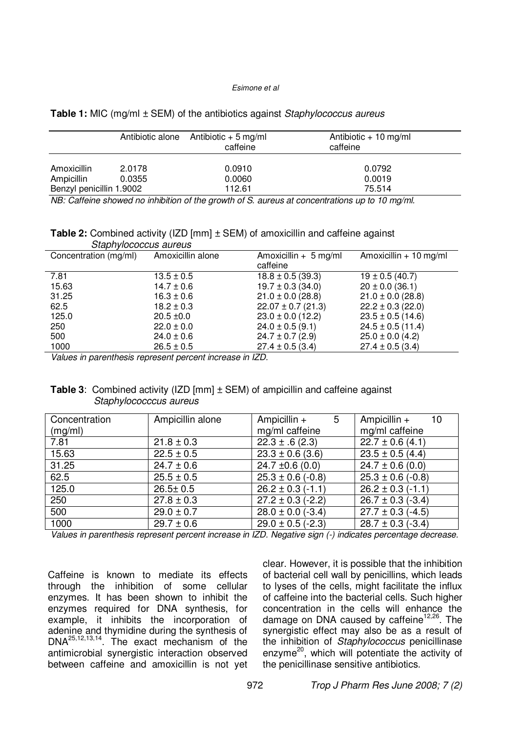**Table 1:** MIC (mg/ml ± SEM) of the antibiotics against *Staphylococcus aureus*

| | Antibiotic alone | Antibiotic + 5 mg/ml caffeine | Antibiotic + 10 mg/ml caffeine |
|---|---|---|---|
| Amoxicillin | 2.0178 | 0.0910 | 0.0792 |
| Ampicillin | 0.0355 | 0.0060 | 0.0019 |
| Benzyl penicillin | 1.9002 | 112.61 | 75.514 |

*NB: Caffeine showed no inhibition of the growth of S. aureus at concentrations up to 10 mg/ml.*

**Table 2:** Combined activity (IZD [mm] ± SEM) of amoxicillin and caffeine against *Staphylococcus aureus*

| Concentration (mg/ml) | Amoxicillin alone | Amoxicillin + 5 mg/ml caffeine | Amoxicillin + 10 mg/ml |
|---|---|---|---|
| 7.81 | 13.5 ± 0.5 | 18.8 ± 0.5 (39.3) | 19 ± 0.5 (40.7) |
| 15.63 | 14.7 ± 0.6 | 19.7 ± 0.3 (34.0) | 20 ± 0.0 (36.1) |
| 31.25 | 16.3 ± 0.6 | 21.0 ± 0.0 (28.8) | 21.0 ± 0.0 (28.8) |
| 62.5 | 18.2 ± 0.3 | 22.07 ± 0.7 (21.3) | 22.2 ± 0.3 (22.0) |
| 125.0 | 20.5 ±0.0 | 23.0 ± 0.0 (12.2) | 23.5 ± 0.5 (14.6) |
| 250 | 22.0 ± 0.0 | 24.0 ± 0.5 (9.1) | 24.5 ± 0.5 (11.4) |
| 500 | 24.0 ± 0.6 | 24.7 ± 0.7 (2.9) | 25.0 ± 0.0 (4.2) |
| 1000 | 26.5 ± 0.5 | 27.4 ± 0.5 (3.4) | 27.4 ± 0.5 (3.4) |

*Values in parenthesis represent percent increase in IZD.*

**Table 3**: Combined activity (IZD [mm] ± SEM) of ampicillin and caffeine against *Staphylococcus aureus*

| Concentration (mg/ml) | Ampicillin alone | Ampicillin + 5 mg/ml caffeine | Ampicillin + 10 mg/ml caffeine |
|---|---|---|---|
| 7.81 | 21.8 ± 0.3 | 22.3 ± .6 (2.3) | 22.7 ± 0.6 (4.1) |
| 15.63 | 22.5 ± 0.5 | 23.3 ± 0.6 (3.6) | 23.5 ± 0.5 (4.4) |
| 31.25 | 24.7 ± 0.6 | 24.7 ±0.6 (0.0) | 24.7 ± 0.6 (0.0) |
| 62.5 | 25.5 ± 0.5 | 25.3 ± 0.6 (-0.8) | 25.3 ± 0.6 (-0.8) |
| 125.0 | 26.5± 0.5 | 26.2 ± 0.3 (-1.1) | 26.2 ± 0.3 (-1.1) |
| 250 | 27.8 ± 0.3 | 27.2 ± 0.3 (-2.2) | 26.7 ± 0.3 (-3.4) |
| 500 | 29.0 ± 0.7 | 28.0 ± 0.0 (-3.4) | 27.7 ± 0.3 (-4.5) |
| 1000 | 29.7 ± 0.6 | 29.0 ± 0.5 (-2.3) | 28.7 ± 0.3 (-3.4) |

*Values in parenthesis represent percent increase in IZD. Negative sign (-) indicates percentage decrease.*

Caffeine is known to mediate its effects through the inhibition of some cellular enzymes. It has been shown to inhibit the enzymes required for DNA synthesis, for example, it inhibits the incorporation of adenine and thymidine during the synthesis of DNA[25,12,13,14]. The exact mechanism of the antimicrobial synergistic interaction observed between caffeine and amoxicillin is not yet clear. However, it is possible that the inhibition of bacterial cell wall by penicillins, which leads to lyses of the cells, might facilitate the influx of caffeine into the bacterial cells. Such higher concentration in the cells will enhance the damage on DNA caused by caffeine[12,26]. The synergistic effect may also be as a result of the inhibition of *Staphylococcus* penicillinase enzyme[20], which will potentiate the activity of the penicillinase sensitive antibiotics.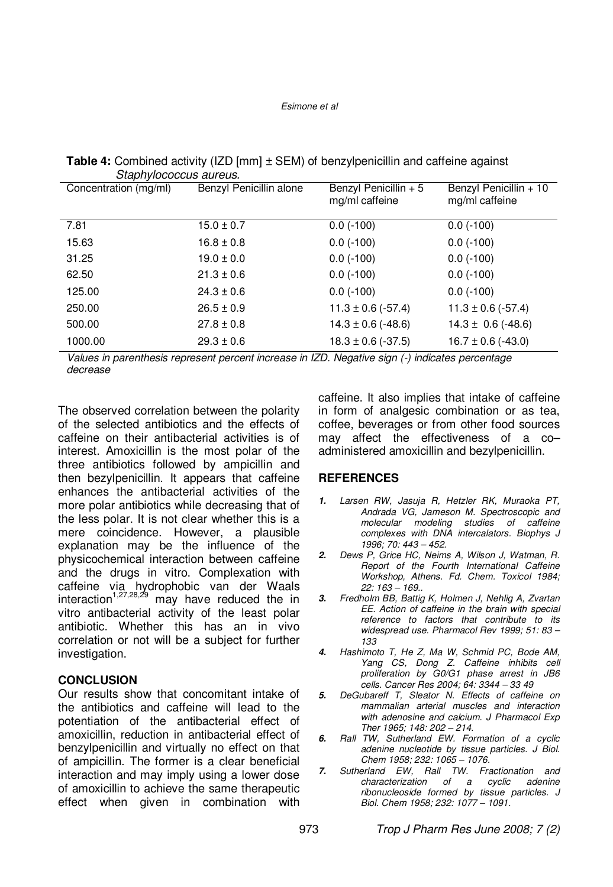**Table 4:** Combined activity (IZD [mm] ± SEM) of benzylpenicillin and caffeine against *Staphylococcus aureus.*

| Concentration (mg/ml) | Benzyl Penicillin alone | Benzyl Penicillin + 5 mg/ml caffeine | Benzyl Penicillin + 10 mg/ml caffeine |
|---|---|---|---|
| 7.81 | 15.0 ± 0.7 | 0.0 (-100) | 0.0 (-100) |
| 15.63 | 16.8 ± 0.8 | 0.0 (-100) | 0.0 (-100) |
| 31.25 | 19.0 ± 0.0 | 0.0 (-100) | 0.0 (-100) |
| 62.50 | 21.3 ± 0.6 | 0.0 (-100) | 0.0 (-100) |
| 125.00 | 24.3 ± 0.6 | 0.0 (-100) | 0.0 (-100) |
| 250.00 | 26.5 ± 0.9 | 11.3 ± 0.6 (-57.4) | 11.3 ± 0.6 (-57.4) |
| 500.00 | 27.8 ± 0.8 | 14.3 ± 0.6 (-48.6) | 14.3 ± 0.6 (-48.6) |
| 1000.00 | 29.3 ± 0.6 | 18.3 ± 0.6 (-37.5) | 16.7 ± 0.6 (-43.0) |

*Values in parenthesis represent percent increase in IZD. Negative sign (-) indicates percentage decrease*

The observed correlation between the polarity of the selected antibiotics and the effects of caffeine on their antibacterial activities is of interest. Amoxicillin is the most polar of the three antibiotics followed by ampicillin and then bezylpenicillin. It appears that caffeine enhances the antibacterial activities of the more polar antibiotics while decreasing that of the less polar. It is not clear whether this is a mere coincidence. However, a plausible explanation may be the influence of the physicochemical interaction between caffeine and the drugs in vitro. Complexation with caffeine via hydrophobic van der Waals interaction[1,27,28,29] may have reduced the in vitro antibacterial activity of the least polar antibiotic. Whether this has an in vivo correlation or not will be a subject for further investigation.

## CONCLUSION

Our results show that concomitant intake of the antibiotics and caffeine will lead to the potentiation of the antibacterial effect of amoxicillin, reduction in antibacterial effect of benzylpenicillin and virtually no effect on that of ampicillin. The former is a clear beneficial interaction and may imply using a lower dose of amoxicillin to achieve the same therapeutic effect when given in combination with caffeine. It also implies that intake of caffeine in form of analgesic combination or as tea, coffee, beverages or from other food sources may affect the effectiveness of a co–administered amoxicillin and bezylpenicillin.

## REFERENCES

1. *Larsen RW, Jasuja R, Hetzler RK, Muraoka PT, Andrada VG, Jameson M. Spectroscopic and molecular modeling studies of caffeine complexes with DNA intercalators. Biophys J 1996; 70: 443 – 452.*
2. *Dews P, Grice HC, Neims A, Wilson J, Watman, R. Report of the Fourth International Caffeine Workshop, Athens. Fd. Chem. Toxicol 1984; 22: 163 – 169..*
3. *Fredholm BB, Battig K, Holmen J, Nehlig A, Zvartan EE. Action of caffeine in the brain with special reference to factors that contribute to its widespread use. Pharmacol Rev 1999; 51: 83 – 133*
4. *Hashimoto T, He Z, Ma W, Schmid PC, Bode AM, Yang CS, Dong Z. Caffeine inhibits cell proliferation by G0/G1 phase arrest in JB6 cells. Cancer Res 2004; 64: 3344 – 33 49*
5. *DeGubareff T, Sleator N. Effects of caffeine on mammalian arterial muscles and interaction with adenosine and calcium. J Pharmacol Exp Ther 1965; 148: 202 – 214.*
6. *Rall TW, Sutherland EW. Formation of a cyclic adenine nucleotide by tissue particles. J Biol. Chem 1958; 232: 1065 – 1076.*
7. *Sutherland EW, Rall TW. Fractionation and characterization of a cyclic adenine ribonucleoside formed by tissue particles. J Biol. Chem 1958; 232: 1077 – 1091.*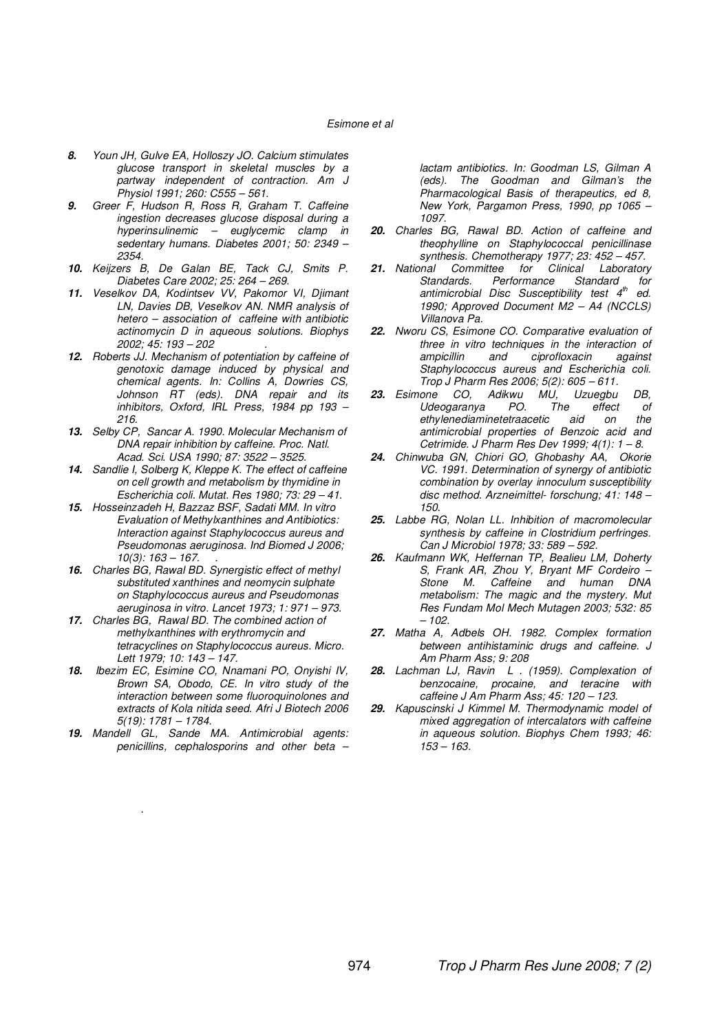8. Youn JH, Gulve EA, Holloszy JO. Calcium stimulates glucose transport in skeletal muscles by a partway independent of contraction. Am J Physiol 1991; 260: C555 – 561.
9. Greer F, Hudson R, Ross R, Graham T. Caffeine ingestion decreases glucose disposal during a hyperinsulinemic – euglycemic clamp in sedentary humans. Diabetes 2001; 50: 2349 – 2354.
10. Keijzers B, De Galan BE, Tack CJ, Smits P. Diabetes Care 2002; 25: 264 – 269.
11. Veselkov DA, Kodintsev VV, Pakomor VI, Djimant LN, Davies DB, Veselkov AN. NMR analysis of hetero – association of caffeine with antibiotic actinomycin D in aqueous solutions. Biophys 2002; 45: 193 – 202 .
12. Roberts JJ. Mechanism of potentiation by caffeine of genotoxic damage induced by physical and chemical agents. In: Collins A, Dowries CS, Johnson RT (eds). DNA repair and its inhibitors, Oxford, IRL Press, 1984 pp 193 – 216.
13. Selby CP, Sancar A. 1990. Molecular Mechanism of DNA repair inhibition by caffeine. Proc. Natl. Acad. Sci. USA 1990; 87: 3522 – 3525.
14. Sandlie I, Solberg K, Kleppe K. The effect of caffeine on cell growth and metabolism by thymidine in Escherichia coli. Mutat. Res 1980; 73: 29 – 41.
15. Hosseinzadeh H, Bazzaz BSF, Sadati MM. In vitro Evaluation of Methylxanthines and Antibiotics: Interaction against Staphylococcus aureus and Pseudomonas aeruginosa. Ind Biomed J 2006; 10(3): 163 – 167. .
16. Charles BG, Rawal BD. Synergistic effect of methyl substituted xanthines and neomycin sulphate on Staphylococcus aureus and Pseudomonas aeruginosa in vitro. Lancet 1973; 1: 971 – 973.
17. Charles BG, Rawal BD. The combined action of methylxanthines with erythromycin and tetracyclines on Staphylococcus aureus. Micro. Lett 1979; 10: 143 – 147.
18. Ibezim EC, Esimine CO, Nnamani PO, Onyishi IV, Brown SA, Obodo, CE. In vitro study of the interaction between some fluoroquinolones and extracts of Kola nitida seed. Afri J Biotech 2006 5(19): 1781 – 1784.
19. Mandell GL, Sande MA. Antimicrobial agents: penicillins, cephalosporins and other beta – lactam antibiotics. In: Goodman LS, Gilman A (eds). The Goodman and Gilman's the Pharmacological Basis of therapeutics, ed 8, New York, Pargamon Press, 1990, pp 1065 – 1097.
20. Charles BG, Rawal BD. Action of caffeine and theophylline on Staphylococcal penicillinase synthesis. Chemotherapy 1977; 23: 452 – 457.
21. National Committee for Clinical Laboratory Standards. Performance Standard for antimicrobial Disc Susceptibility test 4th ed. 1990; Approved Document M2 – A4 (NCCLS) Villanova Pa.
22. Nworu CS, Esimone CO. Comparative evaluation of three in vitro techniques in the interaction of ampicillin and ciprofloxacin against Staphylococcus aureus and Escherichia coli. Trop J Pharm Res 2006; 5(2): 605 – 611.
23. Esimone CO, Adikwu MU, Uzuegbu DB, Udeogaranya PO. The effect of ethylenediaminetetraacetic aid on the antimicrobial properties of Benzoic acid and Cetrimide. J Pharm Res Dev 1999; 4(1): 1 – 8.
24. Chinwuba GN, Chiori GO, Ghobashy AA, Okorie VC. 1991. Determination of synergy of antibiotic combination by overlay innoculum susceptibility disc method. Arzneimittel- forschung; 41: 148 – 150.
25. Labbe RG, Nolan LL. Inhibition of macromolecular synthesis by caffeine in Clostridium perfringes. Can J Microbiol 1978; 33: 589 – 592.
26. Kaufmann WK, Heffernan TP, Bealieu LM, Doherty S, Frank AR, Zhou Y, Bryant MF Cordeiro – Stone M. Caffeine and human DNA metabolism: The magic and the mystery. Mut Res Fundam Mol Mech Mutagen 2003; 532: 85 – 102.
27. Matha A, Adbels OH. 1982. Complex formation between antihistaminic drugs and caffeine. J Am Pharm Ass; 9: 208
28. Lachman LJ, Ravin L . (1959). Complexation of benzocaine, procaine, and teracine with caffeine J Am Pharm Ass; 45: 120 – 123.
29. Kapuscinski J Kimmel M. Thermodynamic model of mixed aggregation of intercalators with caffeine in aqueous solution. Biophys Chem 1993; 46: 153 – 163.